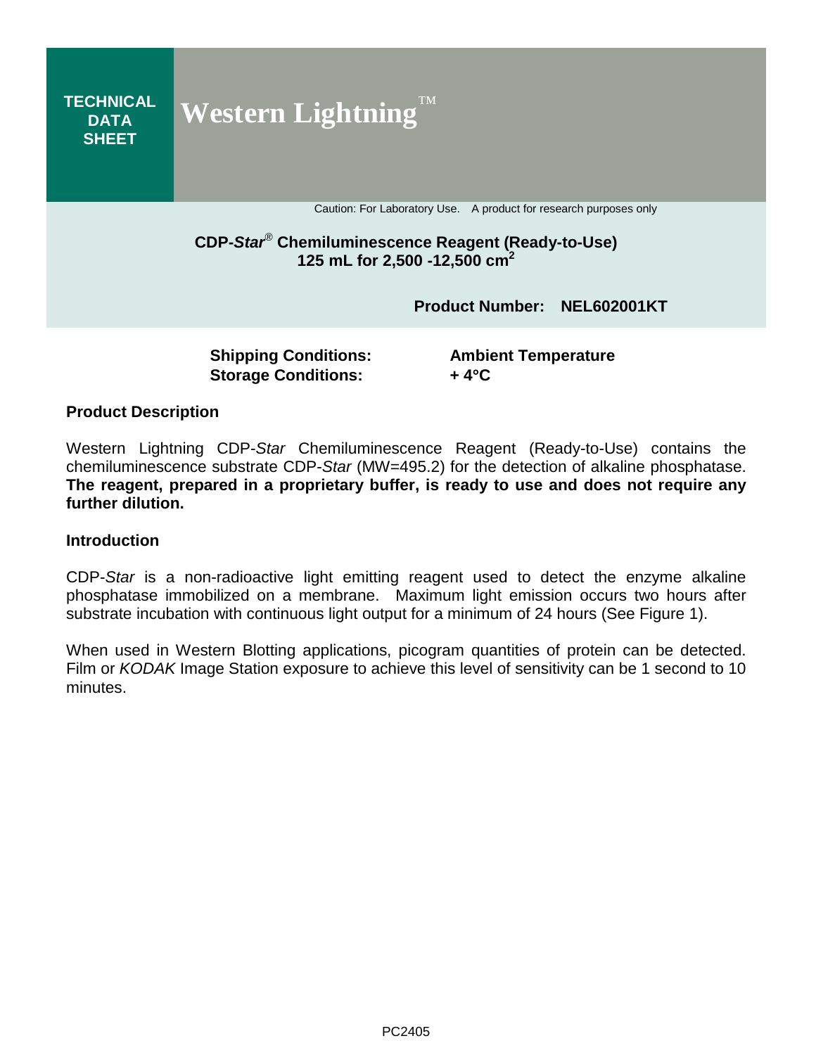**TECHNICAL DATA SHEET**

# Western Lightning™

Caution: For Laboratory Use. A product for research purposes only

## CDP-*Star*® Chemiluminescence Reagent (Ready-to-Use)
## 125 mL for 2,500 -12,500 $cm^2$

**Product Number: NEL602001KT**

| | |
|---|---|
| **Shipping Conditions:** | **Ambient Temperature** |
| **Storage Conditions:** | **+ 4°C** |

### Product Description

Western Lightning CDP-*Star* Chemiluminescence Reagent (Ready-to-Use) contains the chemiluminescence substrate CDP-*Star* (MW=495.2) for the detection of alkaline phosphatase. **The reagent, prepared in a proprietary buffer, is ready to use and does not require any further dilution.**

### Introduction

CDP-*Star* is a non-radioactive light emitting reagent used to detect the enzyme alkaline phosphatase immobilized on a membrane. Maximum light emission occurs two hours after substrate incubation with continuous light output for a minimum of 24 hours (See Figure 1).

When used in Western Blotting applications, picogram quantities of protein can be detected. Film or *KODAK* Image Station exposure to achieve this level of sensitivity can be 1 second to 10 minutes.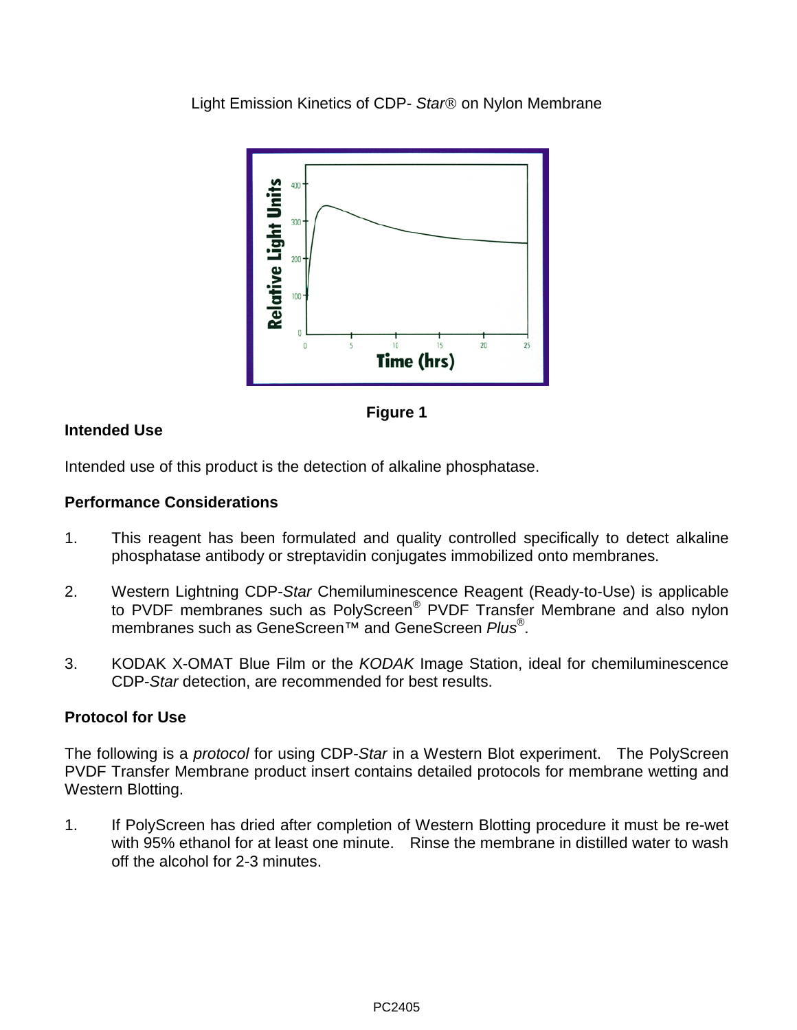Light Emission Kinetics of CDP- *Star*® on Nylon Membrane

**Figure 1**

## Intended Use

Intended use of this product is the detection of alkaline phosphatase.

## Performance Considerations

1. This reagent has been formulated and quality controlled specifically to detect alkaline phosphatase antibody or streptavidin conjugates immobilized onto membranes.

2. Western Lightning CDP-*Star* Chemiluminescence Reagent (Ready-to-Use) is applicable to PVDF membranes such as PolyScreen® PVDF Transfer Membrane and also nylon membranes such as GeneScreen™ and GeneScreen *Plus*®.

3. KODAK X-OMAT Blue Film or the *KODAK* Image Station, ideal for chemiluminescence CDP-*Star* detection, are recommended for best results.

## Protocol for Use

The following is a *protocol* for using CDP-*Star* in a Western Blot experiment. The PolyScreen PVDF Transfer Membrane product insert contains detailed protocols for membrane wetting and Western Blotting.

1. If PolyScreen has dried after completion of Western Blotting procedure it must be re-wet with 95% ethanol for at least one minute. Rinse the membrane in distilled water to wash off the alcohol for 2-3 minutes.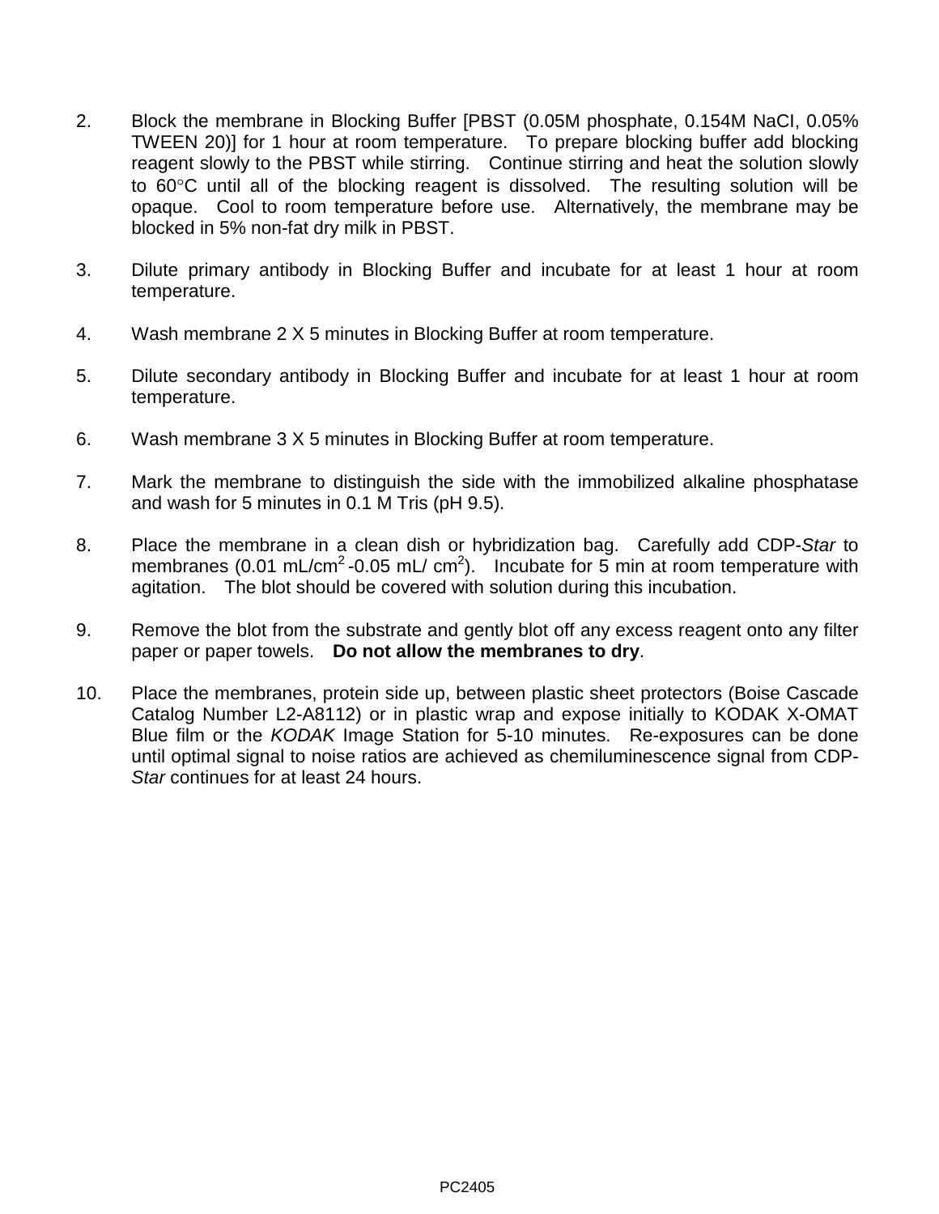2. Block the membrane in Blocking Buffer [PBST (0.05M phosphate, 0.154M NaCl, 0.05% TWEEN 20)] for 1 hour at room temperature. To prepare blocking buffer add blocking reagent slowly to the PBST while stirring. Continue stirring and heat the solution slowly to 60°C until all of the blocking reagent is dissolved. The resulting solution will be opaque. Cool to room temperature before use. Alternatively, the membrane may be blocked in 5% non-fat dry milk in PBST.

3. Dilute primary antibody in Blocking Buffer and incubate for at least 1 hour at room temperature.

4. Wash membrane 2 X 5 minutes in Blocking Buffer at room temperature.

5. Dilute secondary antibody in Blocking Buffer and incubate for at least 1 hour at room temperature.

6. Wash membrane 3 X 5 minutes in Blocking Buffer at room temperature.

7. Mark the membrane to distinguish the side with the immobilized alkaline phosphatase and wash for 5 minutes in 0.1 M Tris (pH 9.5).

8. Place the membrane in a clean dish or hybridization bag. Carefully add CDP-*Star* to membranes (0.01 mL/cm$^2$ -0.05 mL/ cm$^2$). Incubate for 5 min at room temperature with agitation. The blot should be covered with solution during this incubation.

9. Remove the blot from the substrate and gently blot off any excess reagent onto any filter paper or paper towels. **Do not allow the membranes to dry**.

10. Place the membranes, protein side up, between plastic sheet protectors (Boise Cascade Catalog Number L2-A8112) or in plastic wrap and expose initially to KODAK X-OMAT Blue film or the *KODAK* Image Station for 5-10 minutes. Re-exposures can be done until optimal signal to noise ratios are achieved as chemiluminescence signal from CDP-*Star* continues for at least 24 hours.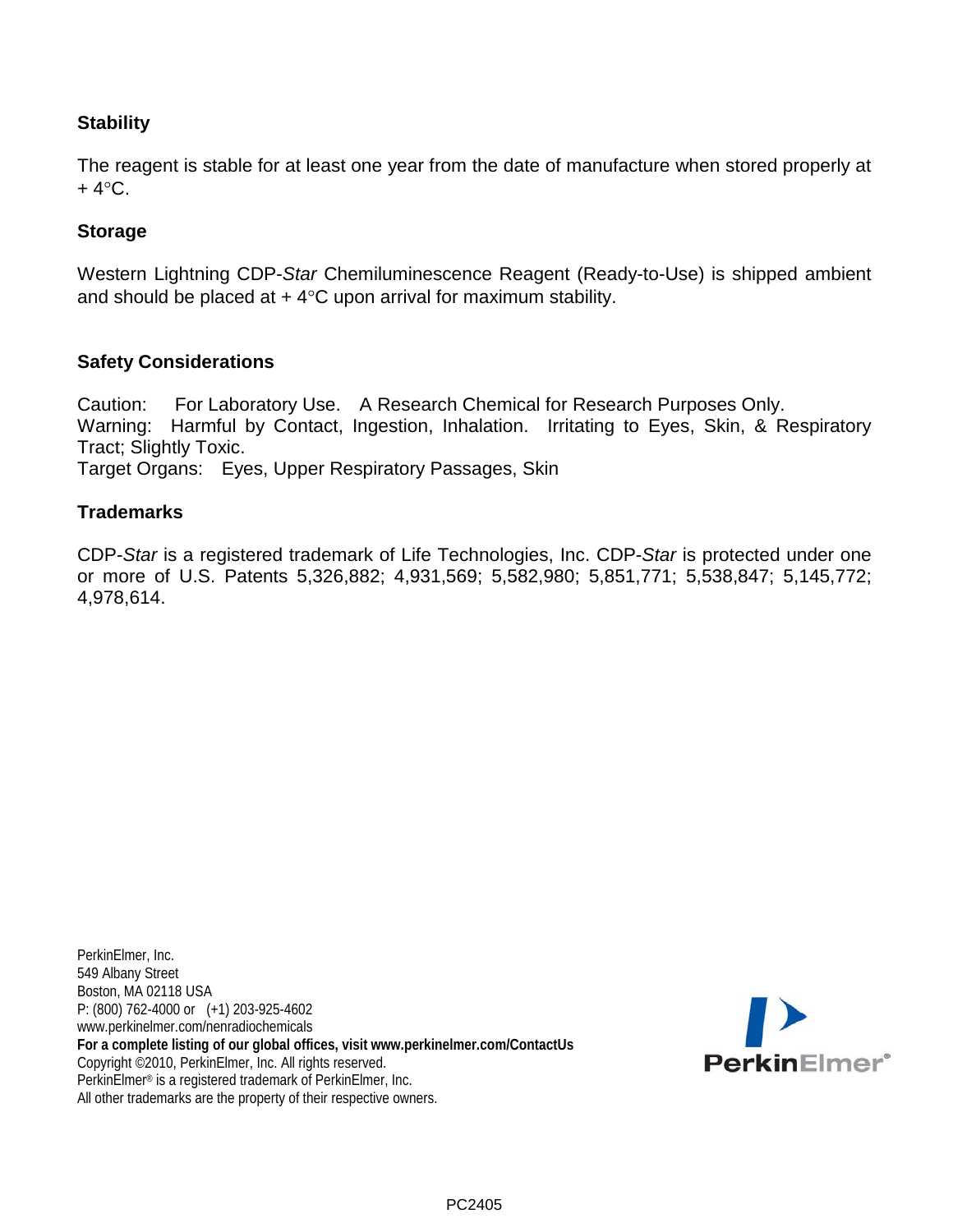## Stability

The reagent is stable for at least one year from the date of manufacture when stored properly at + 4°C.

## Storage

Western Lightning CDP-*Star* Chemiluminescence Reagent (Ready-to-Use) is shipped ambient and should be placed at + 4°C upon arrival for maximum stability.

## Safety Considerations

Caution: For Laboratory Use. A Research Chemical for Research Purposes Only.
Warning: Harmful by Contact, Ingestion, Inhalation. Irritating to Eyes, Skin, & Respiratory Tract; Slightly Toxic.
Target Organs: Eyes, Upper Respiratory Passages, Skin

## Trademarks

CDP-*Star* is a registered trademark of Life Technologies, Inc. CDP-*Star* is protected under one or more of U.S. Patents 5,326,882; 4,931,569; 5,582,980; 5,851,771; 5,538,847; 5,145,772; 4,978,614.

PerkinElmer, Inc.
549 Albany Street
Boston, MA 02118 USA
P: (800) 762-4000 or (+1) 203-925-4602
www.perkinelmer.com/nenradiochemicals
**For a complete listing of our global offices, visit www.perkinelmer.com/ContactUs**
Copyright ©2010, PerkinElmer, Inc. All rights reserved.
PerkinElmer® is a registered trademark of PerkinElmer, Inc.
All other trademarks are the property of their respective owners.

PerkinElmer®

PC2405